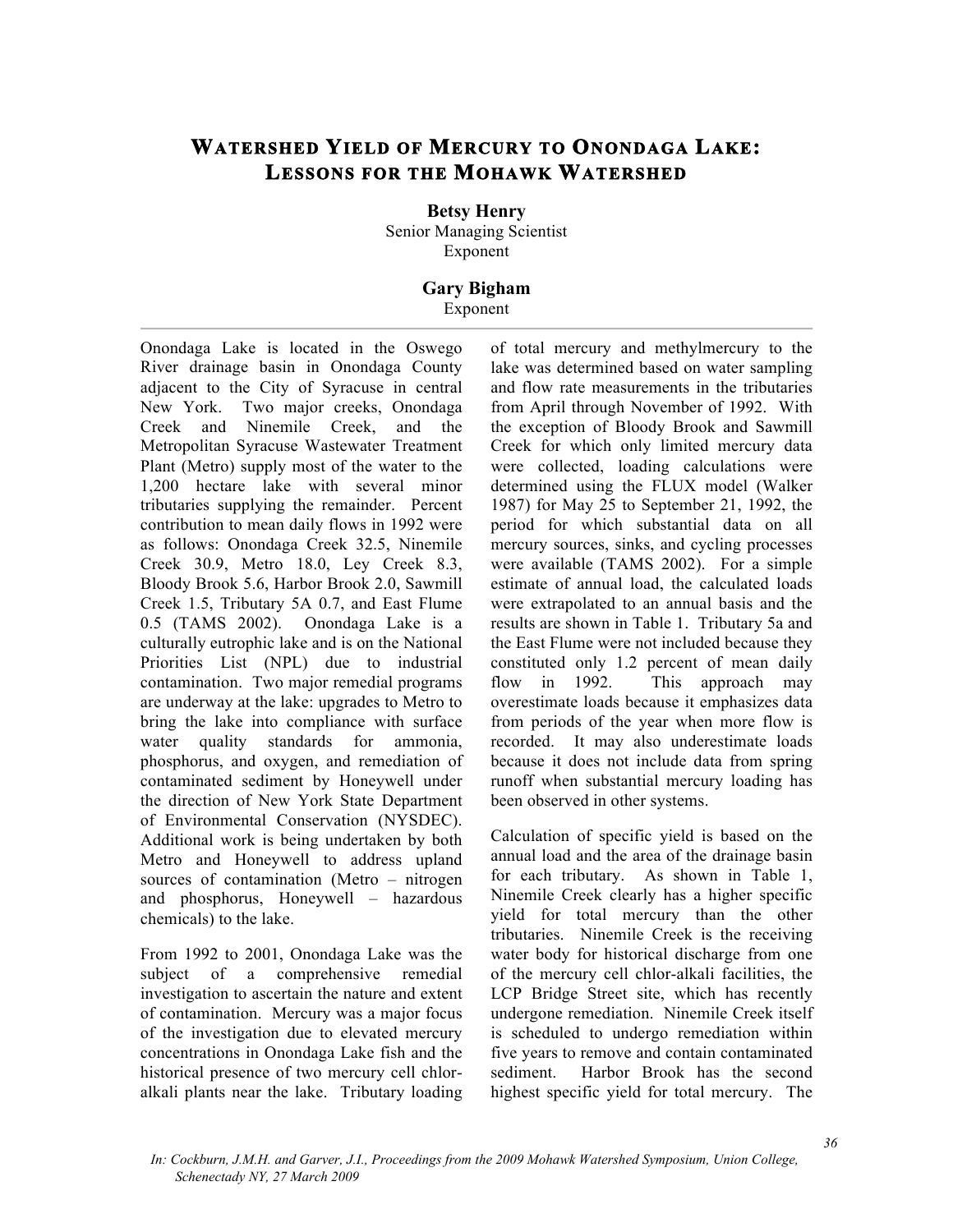# Watershed Yield of Mercury to Onondaga Lake: Lessons for the Mohawk Watershed

**Betsy Henry**
Senior Managing Scientist
Exponent

**Gary Bigham**
Exponent

---

Onondaga Lake is located in the Oswego River drainage basin in Onondaga County adjacent to the City of Syracuse in central New York. Two major creeks, Onondaga Creek and Ninemile Creek, and the Metropolitan Syracuse Wastewater Treatment Plant (Metro) supply most of the water to the 1,200 hectare lake with several minor tributaries supplying the remainder. Percent contribution to mean daily flows in 1992 were as follows: Onondaga Creek 32.5, Ninemile Creek 30.9, Metro 18.0, Ley Creek 8.3, Bloody Brook 5.6, Harbor Brook 2.0, Sawmill Creek 1.5, Tributary 5A 0.7, and East Flume 0.5 (TAMS 2002). Onondaga Lake is a culturally eutrophic lake and is on the National Priorities List (NPL) due to industrial contamination. Two major remedial programs are underway at the lake: upgrades to Metro to bring the lake into compliance with surface water quality standards for ammonia, phosphorus, and oxygen, and remediation of contaminated sediment by Honeywell under the direction of New York State Department of Environmental Conservation (NYSDEC). Additional work is being undertaken by both Metro and Honeywell to address upland sources of contamination (Metro – nitrogen and phosphorus, Honeywell – hazardous chemicals) to the lake.

From 1992 to 2001, Onondaga Lake was the subject of a comprehensive remedial investigation to ascertain the nature and extent of contamination. Mercury was a major focus of the investigation due to elevated mercury concentrations in Onondaga Lake fish and the historical presence of two mercury cell chlor-alkali plants near the lake. Tributary loading of total mercury and methylmercury to the lake was determined based on water sampling and flow rate measurements in the tributaries from April through November of 1992. With the exception of Bloody Brook and Sawmill Creek for which only limited mercury data were collected, loading calculations were determined using the FLUX model (Walker 1987) for May 25 to September 21, 1992, the period for which substantial data on all mercury sources, sinks, and cycling processes were available (TAMS 2002). For a simple estimate of annual load, the calculated loads were extrapolated to an annual basis and the results are shown in Table 1. Tributary 5a and the East Flume were not included because they constituted only 1.2 percent of mean daily flow in 1992. This approach may overestimate loads because it emphasizes data from periods of the year when more flow is recorded. It may also underestimate loads because it does not include data from spring runoff when substantial mercury loading has been observed in other systems.

Calculation of specific yield is based on the annual load and the area of the drainage basin for each tributary. As shown in Table 1, Ninemile Creek clearly has a higher specific yield for total mercury than the other tributaries. Ninemile Creek is the receiving water body for historical discharge from one of the mercury cell chlor-alkali facilities, the LCP Bridge Street site, which has recently undergone remediation. Ninemile Creek itself is scheduled to undergo remediation within five years to remove and contain contaminated sediment. Harbor Brook has the second highest specific yield for total mercury. The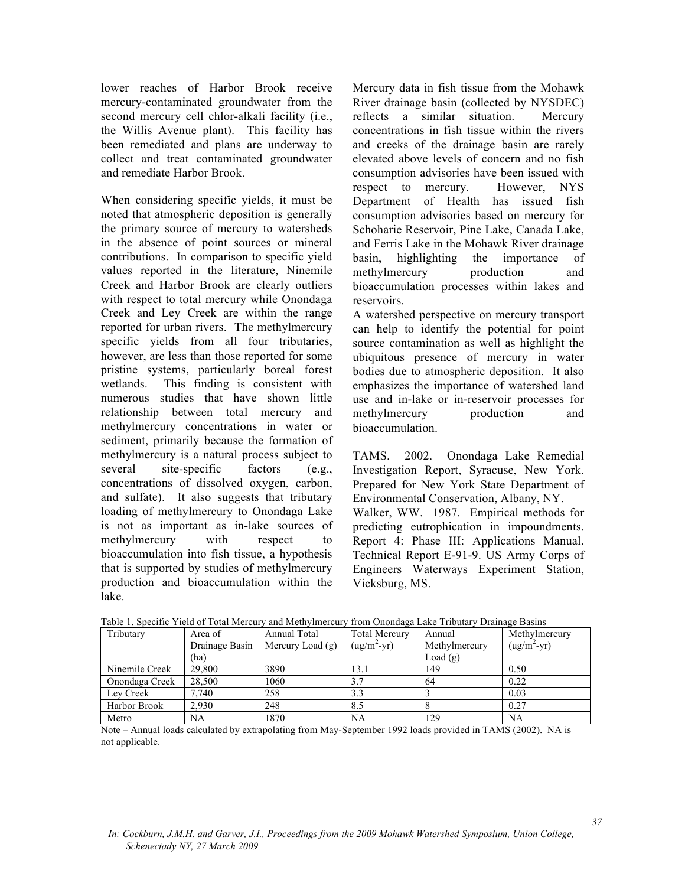lower reaches of Harbor Brook receive mercury-contaminated groundwater from the second mercury cell chlor-alkali facility (i.e., the Willis Avenue plant). This facility has been remediated and plans are underway to collect and treat contaminated groundwater and remediate Harbor Brook.

When considering specific yields, it must be noted that atmospheric deposition is generally the primary source of mercury to watersheds in the absence of point sources or mineral contributions. In comparison to specific yield values reported in the literature, Ninemile Creek and Harbor Brook are clearly outliers with respect to total mercury while Onondaga Creek and Ley Creek are within the range reported for urban rivers. The methylmercury specific yields from all four tributaries, however, are less than those reported for some pristine systems, particularly boreal forest wetlands. This finding is consistent with numerous studies that have shown little relationship between total mercury and methylmercury concentrations in water or sediment, primarily because the formation of methylmercury is a natural process subject to several site-specific factors (e.g., concentrations of dissolved oxygen, carbon, and sulfate). It also suggests that tributary loading of methylmercury to Onondaga Lake is not as important as in-lake sources of methylmercury with respect to bioaccumulation into fish tissue, a hypothesis that is supported by studies of methylmercury production and bioaccumulation within the lake.

Mercury data in fish tissue from the Mohawk River drainage basin (collected by NYSDEC) reflects a similar situation. Mercury concentrations in fish tissue within the rivers and creeks of the drainage basin are rarely elevated above levels of concern and no fish consumption advisories have been issued with respect to mercury. However, NYS Department of Health has issued fish consumption advisories based on mercury for Schoharie Reservoir, Pine Lake, Canada Lake, and Ferris Lake in the Mohawk River drainage basin, highlighting the importance of methylmercury production and bioaccumulation processes within lakes and reservoirs.

A watershed perspective on mercury transport can help to identify the potential for point source contamination as well as highlight the ubiquitous presence of mercury in water bodies due to atmospheric deposition. It also emphasizes the importance of watershed land use and in-lake or in-reservoir processes for methylmercury production and bioaccumulation.

TAMS. 2002. Onondaga Lake Remedial Investigation Report, Syracuse, New York. Prepared for New York State Department of Environmental Conservation, Albany, NY.

Walker, WW. 1987. Empirical methods for predicting eutrophication in impoundments. Report 4: Phase III: Applications Manual. Technical Report E-91-9. US Army Corps of Engineers Waterways Experiment Station, Vicksburg, MS.

Table 1. Specific Yield of Total Mercury and Methylmercury from Onondaga Lake Tributary Drainage Basins

| Tributary | Area of Drainage Basin (ha) | Annual Total Mercury Load (g) | Total Mercury (ug/m$^2$-yr) | Annual Methylmercury Load (g) | Methylmercury (ug/m$^2$-yr) |
|---|---|---|---|---|---|
| Ninemile Creek | 29,800 | 3890 | 13.1 | 149 | 0.50 |
| Onondaga Creek | 28,500 | 1060 | 3.7 | 64 | 0.22 |
| Ley Creek | 7,740 | 258 | 3.3 | 3 | 0.03 |
| Harbor Brook | 2,930 | 248 | 8.5 | 8 | 0.27 |
| Metro | NA | 1870 | NA | 129 | NA |

Note – Annual loads calculated by extrapolating from May-September 1992 loads provided in TAMS (2002). NA is not applicable.